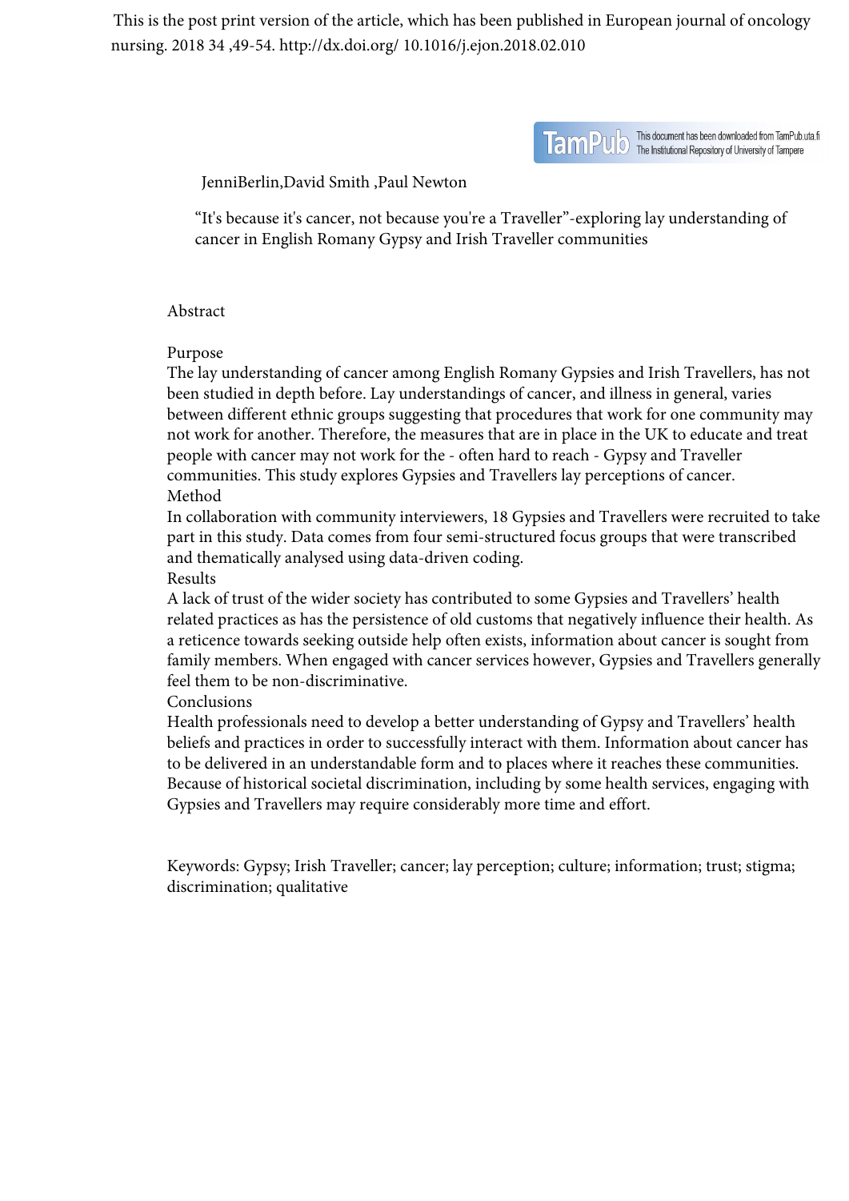This is the post print version of the article, which has been published in European journal of oncology nursing. 2018 34 ,49-54. http://dx.doi.org/ 10.1016/j.ejon.2018.02.010

This document has been downloaded from TamPub.uta.fi
The Institutional Repository of University of Tampere

JenniBerlin,David Smith ,Paul Newton

# "It's because it's cancer, not because you're a Traveller"-exploring lay understanding of cancer in English Romany Gypsy and Irish Traveller communities

## Abstract

### Purpose

The lay understanding of cancer among English Romany Gypsies and Irish Travellers, has not been studied in depth before. Lay understandings of cancer, and illness in general, varies between different ethnic groups suggesting that procedures that work for one community may not work for another. Therefore, the measures that are in place in the UK to educate and treat people with cancer may not work for the - often hard to reach - Gypsy and Traveller communities. This study explores Gypsies and Travellers lay perceptions of cancer.

### Method

In collaboration with community interviewers, 18 Gypsies and Travellers were recruited to take part in this study. Data comes from four semi-structured focus groups that were transcribed and thematically analysed using data-driven coding.

### Results

A lack of trust of the wider society has contributed to some Gypsies and Travellers' health related practices as has the persistence of old customs that negatively influence their health. As a reticence towards seeking outside help often exists, information about cancer is sought from family members. When engaged with cancer services however, Gypsies and Travellers generally feel them to be non-discriminative.

### Conclusions

Health professionals need to develop a better understanding of Gypsy and Travellers' health beliefs and practices in order to successfully interact with them. Information about cancer has to be delivered in an understandable form and to places where it reaches these communities. Because of historical societal discrimination, including by some health services, engaging with Gypsies and Travellers may require considerably more time and effort.

Keywords: Gypsy; Irish Traveller; cancer; lay perception; culture; information; trust; stigma; discrimination; qualitative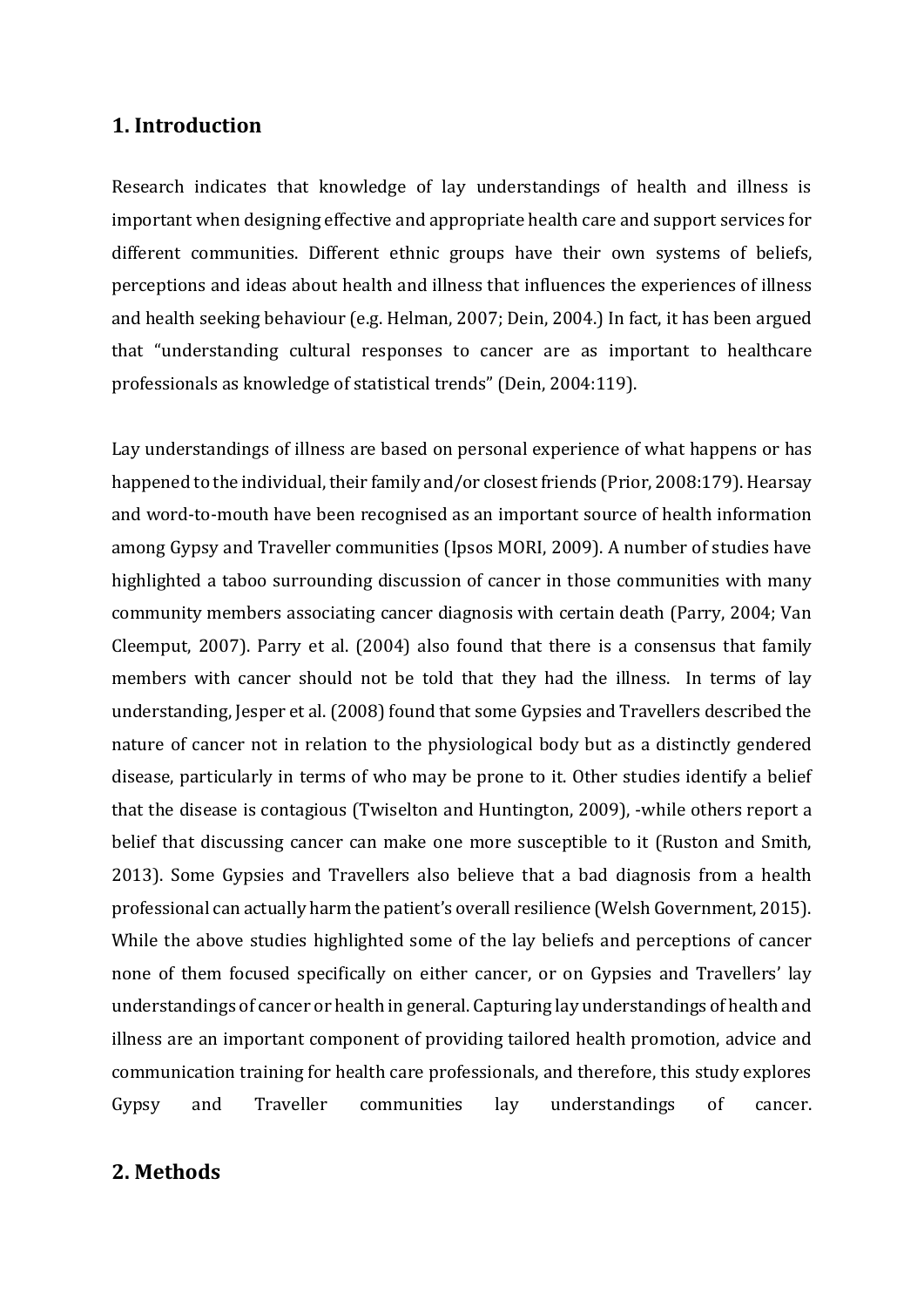## 1. Introduction

Research indicates that knowledge of lay understandings of health and illness is important when designing effective and appropriate health care and support services for different communities. Different ethnic groups have their own systems of beliefs, perceptions and ideas about health and illness that influences the experiences of illness and health seeking behaviour (e.g. Helman, 2007; Dein, 2004.) In fact, it has been argued that "understanding cultural responses to cancer are as important to healthcare professionals as knowledge of statistical trends" (Dein, 2004:119).

Lay understandings of illness are based on personal experience of what happens or has happened to the individual, their family and/or closest friends (Prior, 2008:179). Hearsay and word-to-mouth have been recognised as an important source of health information among Gypsy and Traveller communities (Ipsos MORI, 2009). A number of studies have highlighted a taboo surrounding discussion of cancer in those communities with many community members associating cancer diagnosis with certain death (Parry, 2004; Van Cleemput, 2007). Parry et al. (2004) also found that there is a consensus that family members with cancer should not be told that they had the illness. In terms of lay understanding, Jesper et al. (2008) found that some Gypsies and Travellers described the nature of cancer not in relation to the physiological body but as a distinctly gendered disease, particularly in terms of who may be prone to it. Other studies identify a belief that the disease is contagious (Twiselton and Huntington, 2009), -while others report a belief that discussing cancer can make one more susceptible to it (Ruston and Smith, 2013). Some Gypsies and Travellers also believe that a bad diagnosis from a health professional can actually harm the patient's overall resilience (Welsh Government, 2015). While the above studies highlighted some of the lay beliefs and perceptions of cancer none of them focused specifically on either cancer, or on Gypsies and Travellers' lay understandings of cancer or health in general. Capturing lay understandings of health and illness are an important component of providing tailored health promotion, advice and communication training for health care professionals, and therefore, this study explores Gypsy and Traveller communities lay understandings of cancer.

## 2. Methods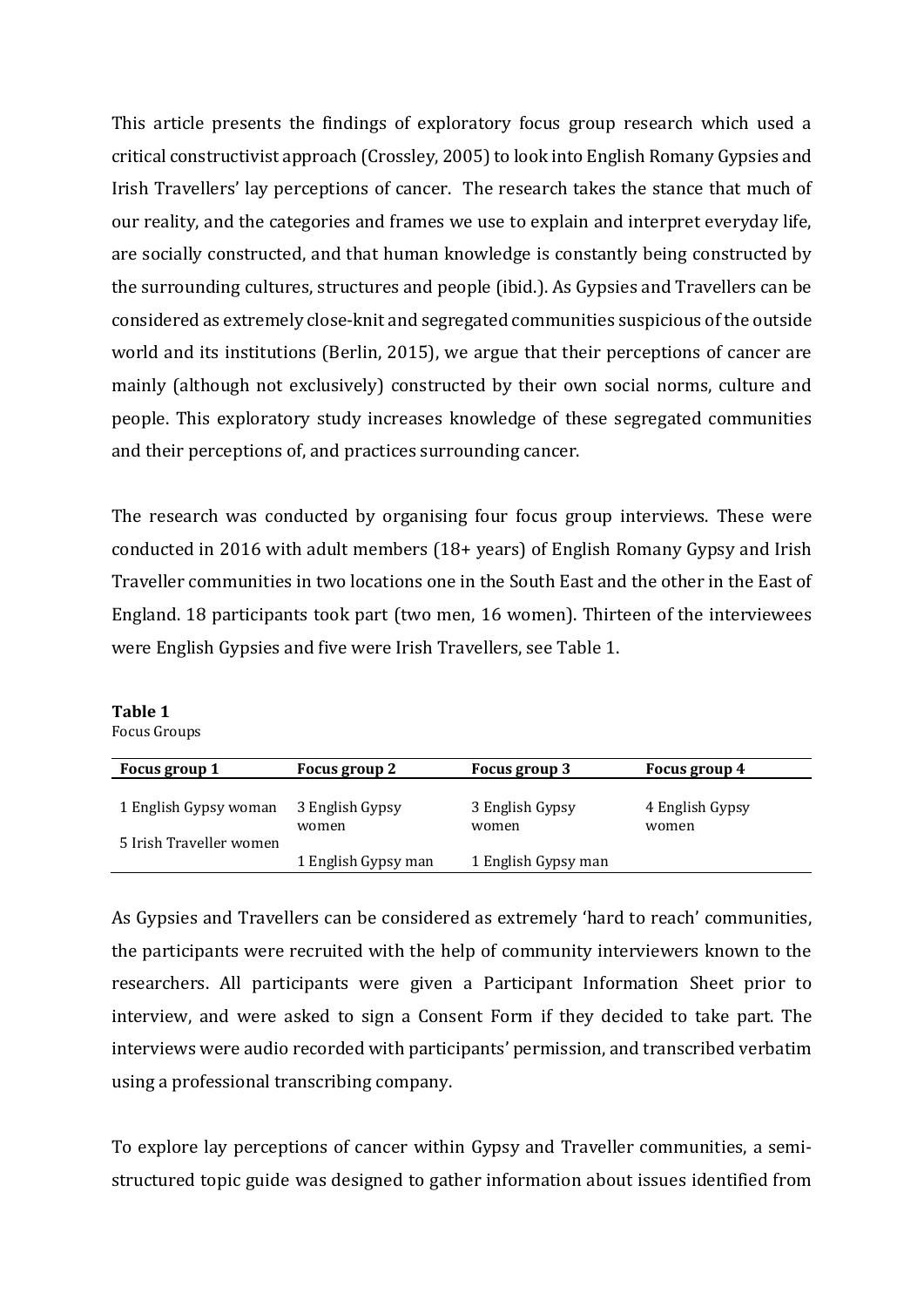This article presents the findings of exploratory focus group research which used a critical constructivist approach (Crossley, 2005) to look into English Romany Gypsies and Irish Travellers' lay perceptions of cancer. The research takes the stance that much of our reality, and the categories and frames we use to explain and interpret everyday life, are socially constructed, and that human knowledge is constantly being constructed by the surrounding cultures, structures and people (ibid.). As Gypsies and Travellers can be considered as extremely close-knit and segregated communities suspicious of the outside world and its institutions (Berlin, 2015), we argue that their perceptions of cancer are mainly (although not exclusively) constructed by their own social norms, culture and people. This exploratory study increases knowledge of these segregated communities and their perceptions of, and practices surrounding cancer.

The research was conducted by organising four focus group interviews. These were conducted in 2016 with adult members (18+ years) of English Romany Gypsy and Irish Traveller communities in two locations one in the South East and the other in the East of England. 18 participants took part (two men, 16 women). Thirteen of the interviewees were English Gypsies and five were Irish Travellers, see Table 1.

**Table 1**
Focus Groups

| Focus group 1 | Focus group 2 | Focus group 3 | Focus group 4 |
|---|---|---|---|
| 1 English Gypsy woman | 3 English Gypsy women | 3 English Gypsy women | 4 English Gypsy women |
| 5 Irish Traveller women | 1 English Gypsy man | 1 English Gypsy man | |

As Gypsies and Travellers can be considered as extremely 'hard to reach' communities, the participants were recruited with the help of community interviewers known to the researchers. All participants were given a Participant Information Sheet prior to interview, and were asked to sign a Consent Form if they decided to take part. The interviews were audio recorded with participants' permission, and transcribed verbatim using a professional transcribing company.

To explore lay perceptions of cancer within Gypsy and Traveller communities, a semi-structured topic guide was designed to gather information about issues identified from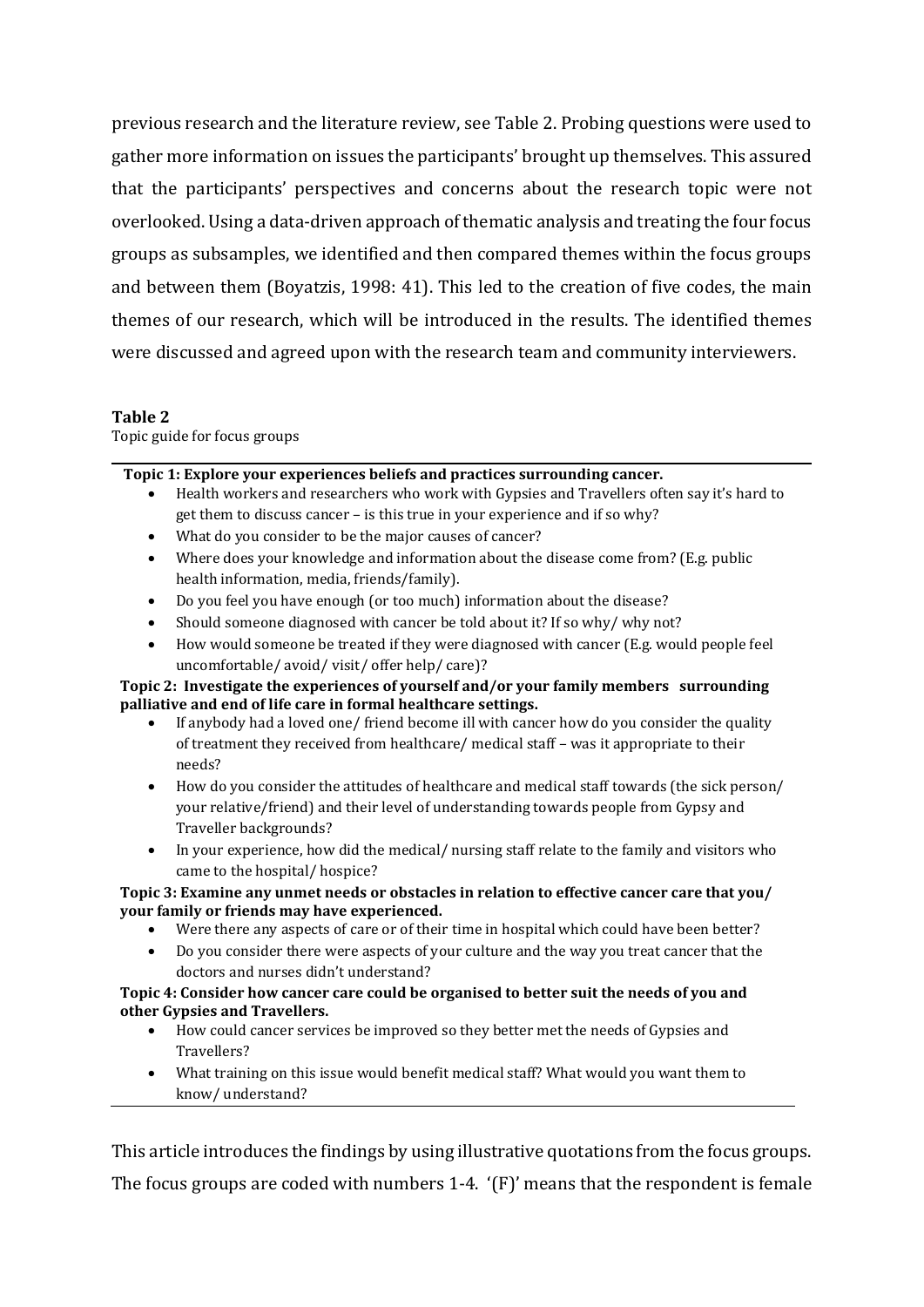previous research and the literature review, see Table 2. Probing questions were used to gather more information on issues the participants' brought up themselves. This assured that the participants' perspectives and concerns about the research topic were not overlooked. Using a data-driven approach of thematic analysis and treating the four focus groups as subsamples, we identified and then compared themes within the focus groups and between them (Boyatzis, 1998: 41). This led to the creation of five codes, the main themes of our research, which will be introduced in the results. The identified themes were discussed and agreed upon with the research team and community interviewers.

**Table 2**
Topic guide for focus groups

**Topic 1: Explore your experiences beliefs and practices surrounding cancer.**

- Health workers and researchers who work with Gypsies and Travellers often say it's hard to get them to discuss cancer – is this true in your experience and if so why?
- What do you consider to be the major causes of cancer?
- Where does your knowledge and information about the disease come from? (E.g. public health information, media, friends/family).
- Do you feel you have enough (or too much) information about the disease?
- Should someone diagnosed with cancer be told about it? If so why/ why not?
- How would someone be treated if they were diagnosed with cancer (E.g. would people feel uncomfortable/ avoid/ visit/ offer help/ care)?

**Topic 2: Investigate the experiences of yourself and/or your family members surrounding palliative and end of life care in formal healthcare settings.**

- If anybody had a loved one/ friend become ill with cancer how do you consider the quality of treatment they received from healthcare/ medical staff – was it appropriate to their needs?
- How do you consider the attitudes of healthcare and medical staff towards (the sick person/ your relative/friend) and their level of understanding towards people from Gypsy and Traveller backgrounds?
- In your experience, how did the medical/ nursing staff relate to the family and visitors who came to the hospital/ hospice?

**Topic 3: Examine any unmet needs or obstacles in relation to effective cancer care that you/ your family or friends may have experienced.**

- Were there any aspects of care or of their time in hospital which could have been better?
- Do you consider there were aspects of your culture and the way you treat cancer that the doctors and nurses didn't understand?

**Topic 4: Consider how cancer care could be organised to better suit the needs of you and other Gypsies and Travellers.**

- How could cancer services be improved so they better met the needs of Gypsies and Travellers?
- What training on this issue would benefit medical staff? What would you want them to know/ understand?

This article introduces the findings by using illustrative quotations from the focus groups. The focus groups are coded with numbers 1-4. '(F)' means that the respondent is female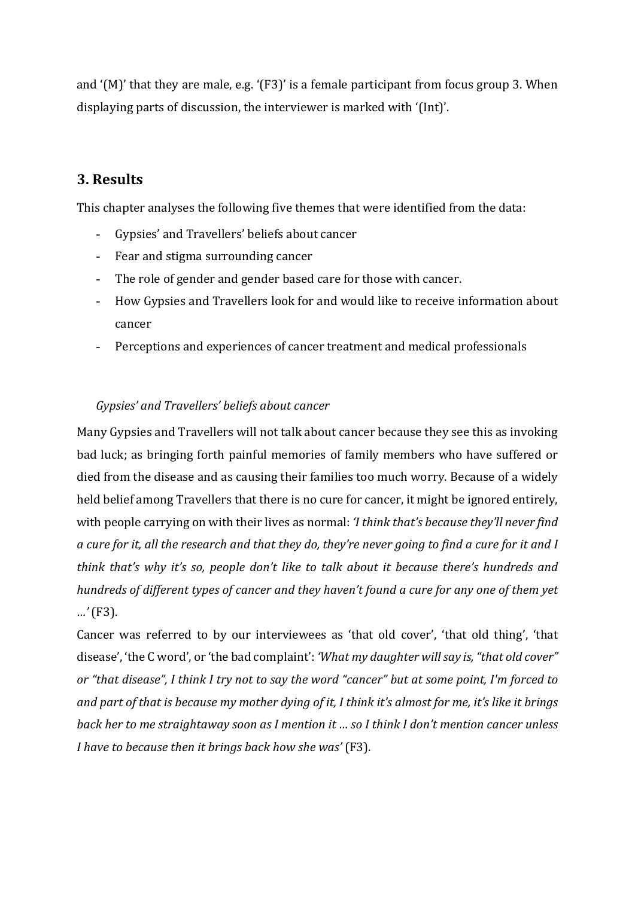and '(M)' that they are male, e.g. '(F3)' is a female participant from focus group 3. When displaying parts of discussion, the interviewer is marked with '(Int)'.

## 3. Results

This chapter analyses the following five themes that were identified from the data:

- Gypsies' and Travellers' beliefs about cancer
- Fear and stigma surrounding cancer
- The role of gender and gender based care for those with cancer.
- How Gypsies and Travellers look for and would like to receive information about cancer
- Perceptions and experiences of cancer treatment and medical professionals

*Gypsies' and Travellers' beliefs about cancer*

Many Gypsies and Travellers will not talk about cancer because they see this as invoking bad luck; as bringing forth painful memories of family members who have suffered or died from the disease and as causing their families too much worry. Because of a widely held belief among Travellers that there is no cure for cancer, it might be ignored entirely, with people carrying on with their lives as normal: *'I think that's because they'll never find a cure for it, all the research and that they do, they're never going to find a cure for it and I think that's why it's so, people don't like to talk about it because there's hundreds and hundreds of different types of cancer and they haven't found a cure for any one of them yet …'* (F3).

Cancer was referred to by our interviewees as 'that old cover', 'that old thing', 'that disease', 'the C word', or 'the bad complaint': *'What my daughter will say is, "that old cover" or "that disease", I think I try not to say the word "cancer" but at some point, I'm forced to and part of that is because my mother dying of it, I think it's almost for me, it's like it brings back her to me straightaway soon as I mention it … so I think I don't mention cancer unless I have to because then it brings back how she was'* (F3).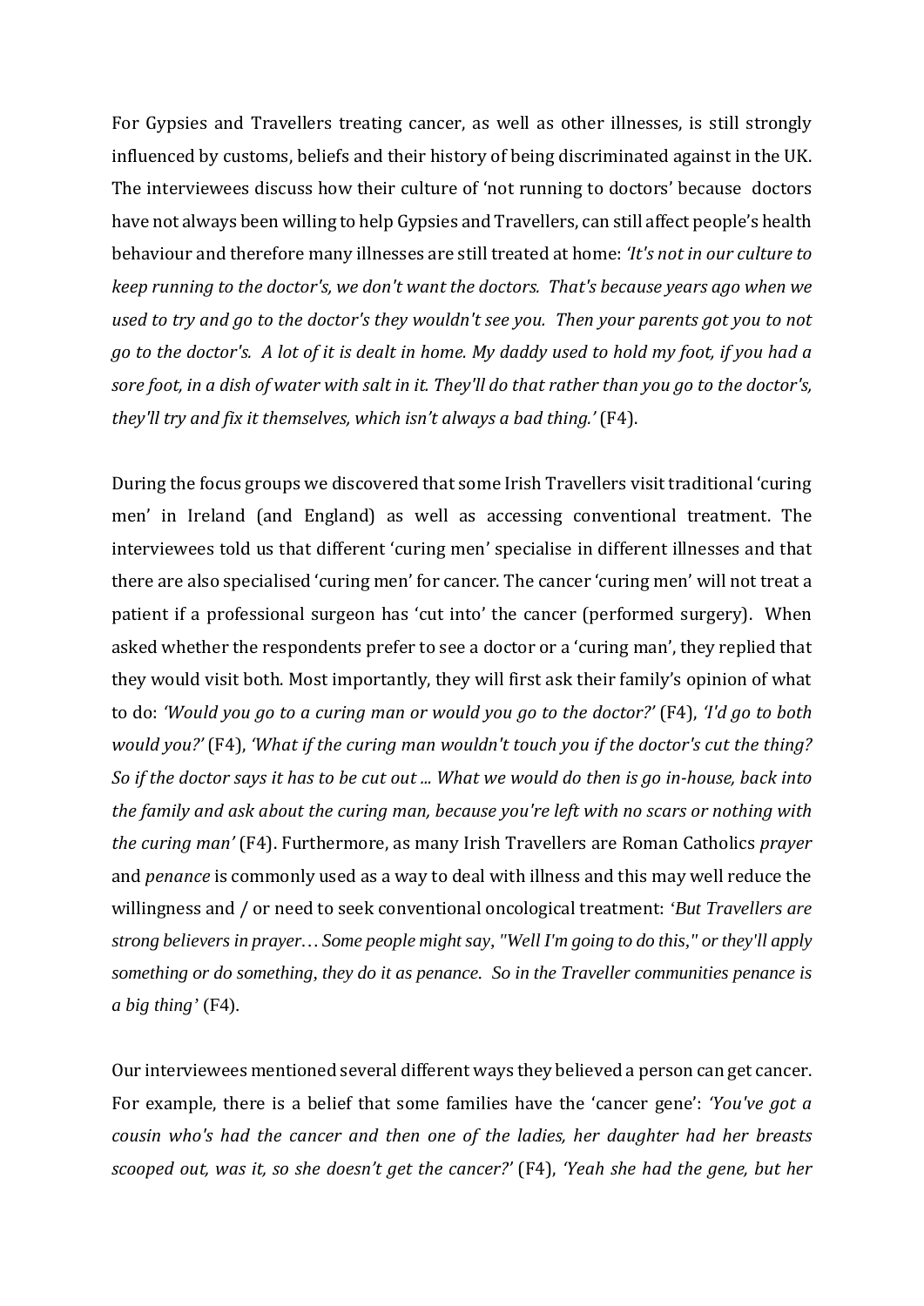For Gypsies and Travellers treating cancer, as well as other illnesses, is still strongly influenced by customs, beliefs and their history of being discriminated against in the UK. The interviewees discuss how their culture of 'not running to doctors' because doctors have not always been willing to help Gypsies and Travellers, can still affect people's health behaviour and therefore many illnesses are still treated at home: *'It's not in our culture to keep running to the doctor's, we don't want the doctors. That's because years ago when we used to try and go to the doctor's they wouldn't see you. Then your parents got you to not go to the doctor's. A lot of it is dealt in home. My daddy used to hold my foot, if you had a sore foot, in a dish of water with salt in it. They'll do that rather than you go to the doctor's, they'll try and fix it themselves, which isn't always a bad thing.'* (F4).

During the focus groups we discovered that some Irish Travellers visit traditional 'curing men' in Ireland (and England) as well as accessing conventional treatment. The interviewees told us that different 'curing men' specialise in different illnesses and that there are also specialised 'curing men' for cancer. The cancer 'curing men' will not treat a patient if a professional surgeon has 'cut into' the cancer (performed surgery). When asked whether the respondents prefer to see a doctor or a 'curing man', they replied that they would visit both. Most importantly, they will first ask their family's opinion of what to do: *'Would you go to a curing man or would you go to the doctor?'* (F4), *'I'd go to both would you?'* (F4), *'What if the curing man wouldn't touch you if the doctor's cut the thing? So if the doctor says it has to be cut out ... What we would do then is go in-house, back into the family and ask about the curing man, because you're left with no scars or nothing with the curing man'* (F4). Furthermore, as many Irish Travellers are Roman Catholics *prayer* and *penance* is commonly used as a way to deal with illness and this may well reduce the willingness and / or need to seek conventional oncological treatment: *'But Travellers are strong believers in prayer… Some people might say, "Well I'm going to do this," or they'll apply something or do something, they do it as penance. So in the Traveller communities penance is a big thing'* (F4).

Our interviewees mentioned several different ways they believed a person can get cancer. For example, there is a belief that some families have the 'cancer gene': *'You've got a cousin who's had the cancer and then one of the ladies, her daughter had her breasts scooped out, was it, so she doesn't get the cancer?'* (F4), *'Yeah she had the gene, but her*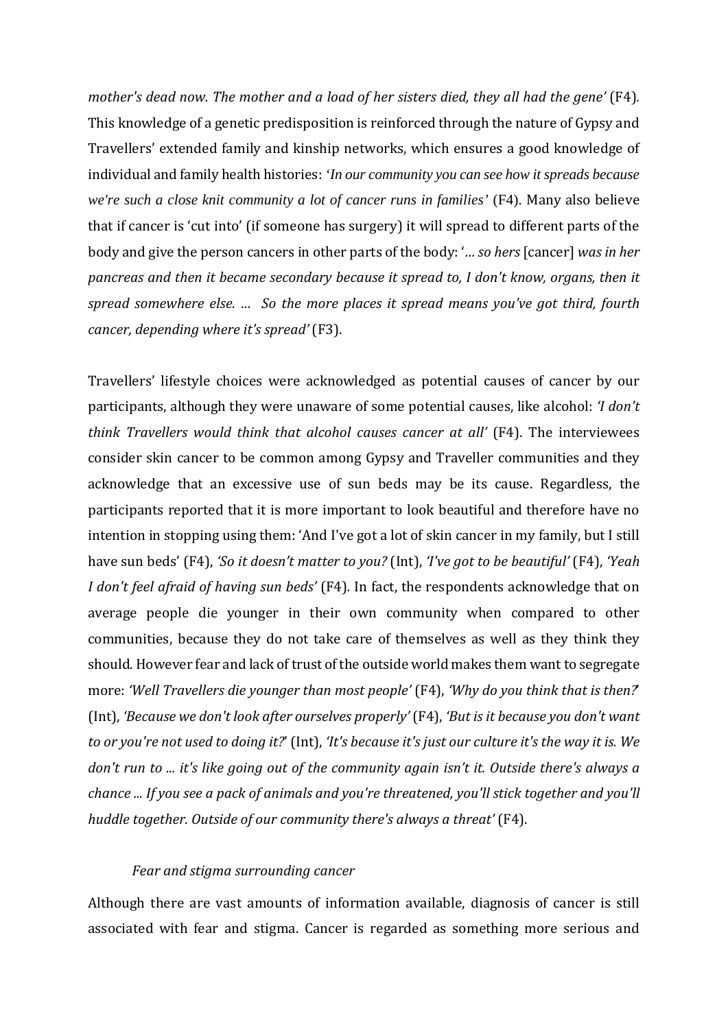*mother's dead now. The mother and a load of her sisters died, they all had the gene'* (F4). This knowledge of a genetic predisposition is reinforced through the nature of Gypsy and Travellers' extended family and kinship networks, which ensures a good knowledge of individual and family health histories: *'In our community you can see how it spreads because we're such a close knit community a lot of cancer runs in families'* (F4). Many also believe that if cancer is 'cut into' (if someone has surgery) it will spread to different parts of the body and give the person cancers in other parts of the body: *'… so hers* [cancer] *was in her pancreas and then it became secondary because it spread to, I don't know, organs, then it spread somewhere else. … So the more places it spread means you've got third, fourth cancer, depending where it's spread'* (F3).

Travellers' lifestyle choices were acknowledged as potential causes of cancer by our participants, although they were unaware of some potential causes, like alcohol: *'I don't think Travellers would think that alcohol causes cancer at all'* (F4). The interviewees consider skin cancer to be common among Gypsy and Traveller communities and they acknowledge that an excessive use of sun beds may be its cause. Regardless, the participants reported that it is more important to look beautiful and therefore have no intention in stopping using them: 'And I've got a lot of skin cancer in my family, but I still have sun beds' (F4), *'So it doesn't matter to you?* (Int), *'I've got to be beautiful'* (F4), *'Yeah I don't feel afraid of having sun beds'* (F4). In fact, the respondents acknowledge that on average people die younger in their own community when compared to other communities, because they do not take care of themselves as well as they think they should. However fear and lack of trust of the outside world makes them want to segregate more: *'Well Travellers die younger than most people'* (F4), *'Why do you think that is then?'* (Int), *'Because we don't look after ourselves properly'* (F4), *'But is it because you don't want to or you're not used to doing it?'* (Int), *'It's because it's just our culture it's the way it is. We don't run to ... it's like going out of the community again isn't it. Outside there's always a chance ... If you see a pack of animals and you're threatened, you'll stick together and you'll huddle together. Outside of our community there's always a threat'* (F4).

*Fear and stigma surrounding cancer*

Although there are vast amounts of information available, diagnosis of cancer is still associated with fear and stigma. Cancer is regarded as something more serious and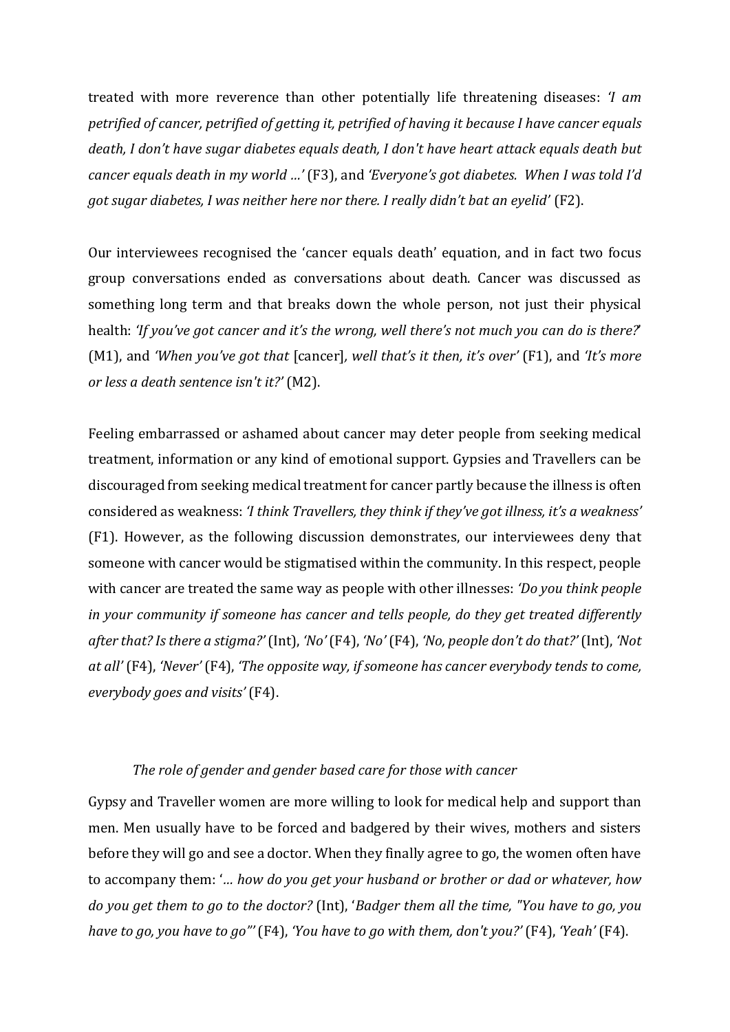treated with more reverence than other potentially life threatening diseases: *'I am petrified of cancer, petrified of getting it, petrified of having it because I have cancer equals death, I don't have sugar diabetes equals death, I don't have heart attack equals death but cancer equals death in my world …'* (F3), and *'Everyone's got diabetes. When I was told I'd got sugar diabetes, I was neither here nor there. I really didn't bat an eyelid'* (F2).

Our interviewees recognised the 'cancer equals death' equation, and in fact two focus group conversations ended as conversations about death. Cancer was discussed as something long term and that breaks down the whole person, not just their physical health: *'If you've got cancer and it's the wrong, well there's not much you can do is there?'* (M1), and *'When you've got that* [cancer]*, well that's it then, it's over'* (F1), and *'It's more or less a death sentence isn't it?'* (M2).

Feeling embarrassed or ashamed about cancer may deter people from seeking medical treatment, information or any kind of emotional support. Gypsies and Travellers can be discouraged from seeking medical treatment for cancer partly because the illness is often considered as weakness: *'I think Travellers, they think if they've got illness, it's a weakness'* (F1). However, as the following discussion demonstrates, our interviewees deny that someone with cancer would be stigmatised within the community. In this respect, people with cancer are treated the same way as people with other illnesses: *'Do you think people in your community if someone has cancer and tells people, do they get treated differently after that? Is there a stigma?'* (Int), *'No'* (F4), *'No'* (F4), *'No, people don't do that?'* (Int), *'Not at all'* (F4), *'Never'* (F4), *'The opposite way, if someone has cancer everybody tends to come, everybody goes and visits'* (F4).

*The role of gender and gender based care for those with cancer*

Gypsy and Traveller women are more willing to look for medical help and support than men. Men usually have to be forced and badgered by their wives, mothers and sisters before they will go and see a doctor. When they finally agree to go, the women often have to accompany them: '*… how do you get your husband or brother or dad or whatever, how do you get them to go to the doctor?* (Int), '*Badger them all the time, "You have to go, you have to go, you have to go"'* (F4), *'You have to go with them, don't you?'* (F4), *'Yeah'* (F4).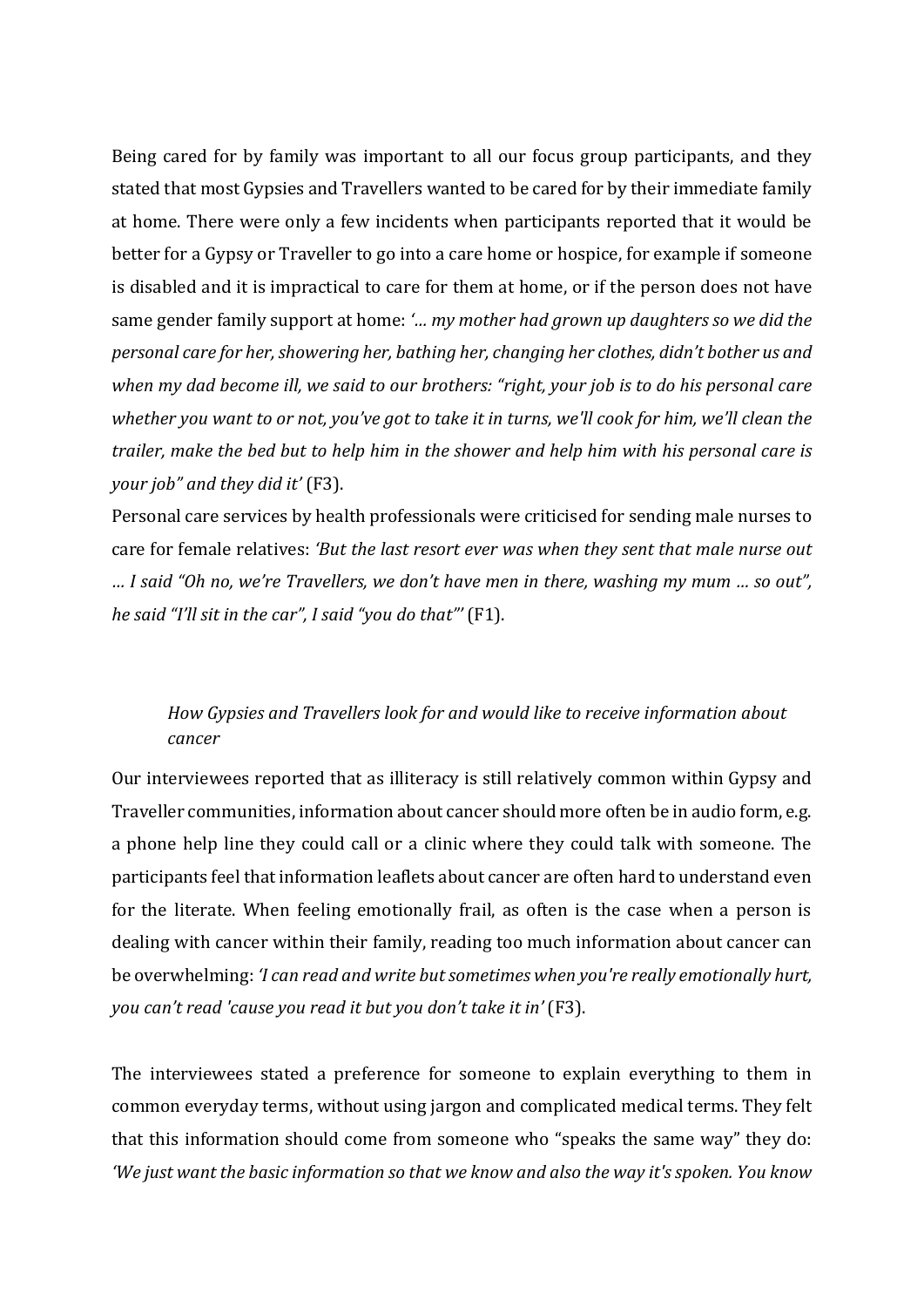Being cared for by family was important to all our focus group participants, and they stated that most Gypsies and Travellers wanted to be cared for by their immediate family at home. There were only a few incidents when participants reported that it would be better for a Gypsy or Traveller to go into a care home or hospice, for example if someone is disabled and it is impractical to care for them at home, or if the person does not have same gender family support at home: *'… my mother had grown up daughters so we did the personal care for her, showering her, bathing her, changing her clothes, didn't bother us and when my dad become ill, we said to our brothers: "right, your job is to do his personal care whether you want to or not, you've got to take it in turns, we'll cook for him, we'll clean the trailer, make the bed but to help him in the shower and help him with his personal care is your job" and they did it'* (F3).

Personal care services by health professionals were criticised for sending male nurses to care for female relatives: *'But the last resort ever was when they sent that male nurse out … I said "Oh no, we're Travellers, we don't have men in there, washing my mum … so out", he said "I'll sit in the car", I said "you do that"'* (F1).

### *How Gypsies and Travellers look for and would like to receive information about cancer*

Our interviewees reported that as illiteracy is still relatively common within Gypsy and Traveller communities, information about cancer should more often be in audio form, e.g. a phone help line they could call or a clinic where they could talk with someone. The participants feel that information leaflets about cancer are often hard to understand even for the literate. When feeling emotionally frail, as often is the case when a person is dealing with cancer within their family, reading too much information about cancer can be overwhelming: *'I can read and write but sometimes when you're really emotionally hurt, you can't read 'cause you read it but you don't take it in'* (F3).

The interviewees stated a preference for someone to explain everything to them in common everyday terms, without using jargon and complicated medical terms. They felt that this information should come from someone who "speaks the same way" they do: *'We just want the basic information so that we know and also the way it's spoken. You know*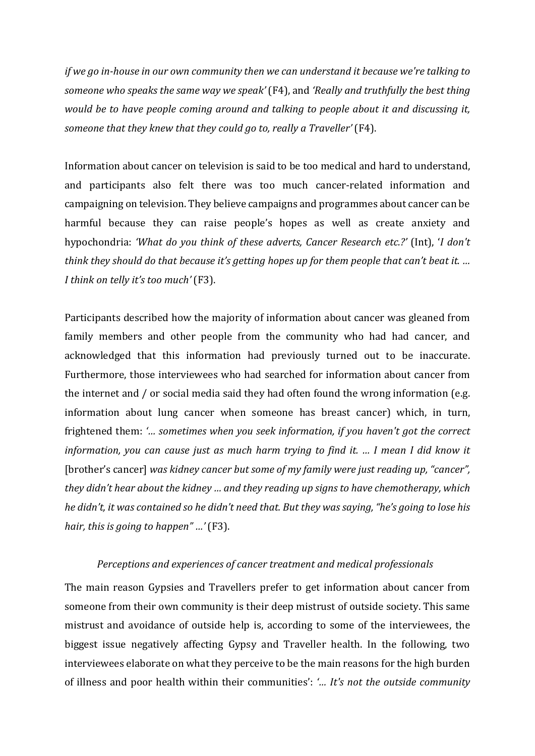*if we go in-house in our own community then we can understand it because we're talking to someone who speaks the same way we speak'* (F4), and *'Really and truthfully the best thing would be to have people coming around and talking to people about it and discussing it, someone that they knew that they could go to, really a Traveller'* (F4).

Information about cancer on television is said to be too medical and hard to understand, and participants also felt there was too much cancer-related information and campaigning on television. They believe campaigns and programmes about cancer can be harmful because they can raise people's hopes as well as create anxiety and hypochondria: *'What do you think of these adverts, Cancer Research etc.?'* (Int), '*I don't think they should do that because it's getting hopes up for them people that can't beat it. … I think on telly it's too much'* (F3).

Participants described how the majority of information about cancer was gleaned from family members and other people from the community who had had cancer, and acknowledged that this information had previously turned out to be inaccurate. Furthermore, those interviewees who had searched for information about cancer from the internet and / or social media said they had often found the wrong information (e.g. information about lung cancer when someone has breast cancer) which, in turn, frightened them: *'… sometimes when you seek information, if you haven't got the correct information, you can cause just as much harm trying to find it. … I mean I did know it* [brother's cancer] *was kidney cancer but some of my family were just reading up, "cancer", they didn't hear about the kidney … and they reading up signs to have chemotherapy, which he didn't, it was contained so he didn't need that. But they was saying, "he's going to lose his hair, this is going to happen" …'* (F3).

*Perceptions and experiences of cancer treatment and medical professionals*

The main reason Gypsies and Travellers prefer to get information about cancer from someone from their own community is their deep mistrust of outside society. This same mistrust and avoidance of outside help is, according to some of the interviewees, the biggest issue negatively affecting Gypsy and Traveller health. In the following, two interviewees elaborate on what they perceive to be the main reasons for the high burden of illness and poor health within their communities': *'… It's not the outside community*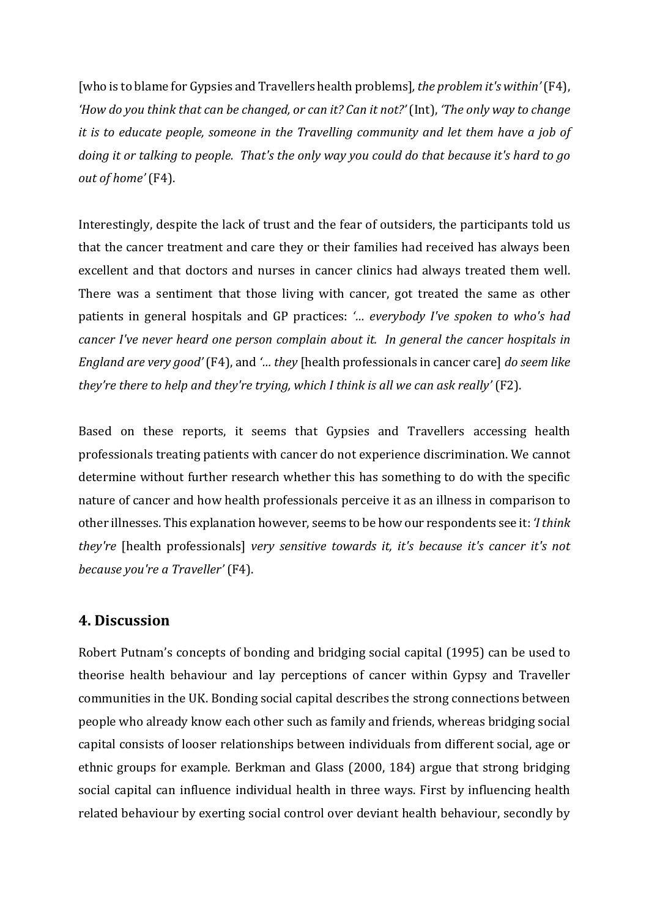[who is to blame for Gypsies and Travellers health problems], *the problem it's within'* (F4), *'How do you think that can be changed, or can it? Can it not?'* (Int), *'The only way to change it is to educate people, someone in the Travelling community and let them have a job of doing it or talking to people. That's the only way you could do that because it's hard to go out of home'* (F4).

Interestingly, despite the lack of trust and the fear of outsiders, the participants told us that the cancer treatment and care they or their families had received has always been excellent and that doctors and nurses in cancer clinics had always treated them well. There was a sentiment that those living with cancer, got treated the same as other patients in general hospitals and GP practices: *'… everybody I've spoken to who's had cancer I've never heard one person complain about it. In general the cancer hospitals in England are very good'* (F4), and *'… they* [health professionals in cancer care] *do seem like they're there to help and they're trying, which I think is all we can ask really'* (F2).

Based on these reports, it seems that Gypsies and Travellers accessing health professionals treating patients with cancer do not experience discrimination. We cannot determine without further research whether this has something to do with the specific nature of cancer and how health professionals perceive it as an illness in comparison to other illnesses. This explanation however, seems to be how our respondents see it: *'I think they're* [health professionals] *very sensitive towards it, it's because it's cancer it's not because you're a Traveller'* (F4).

## 4. Discussion

Robert Putnam's concepts of bonding and bridging social capital (1995) can be used to theorise health behaviour and lay perceptions of cancer within Gypsy and Traveller communities in the UK. Bonding social capital describes the strong connections between people who already know each other such as family and friends, whereas bridging social capital consists of looser relationships between individuals from different social, age or ethnic groups for example. Berkman and Glass (2000, 184) argue that strong bridging social capital can influence individual health in three ways. First by influencing health related behaviour by exerting social control over deviant health behaviour, secondly by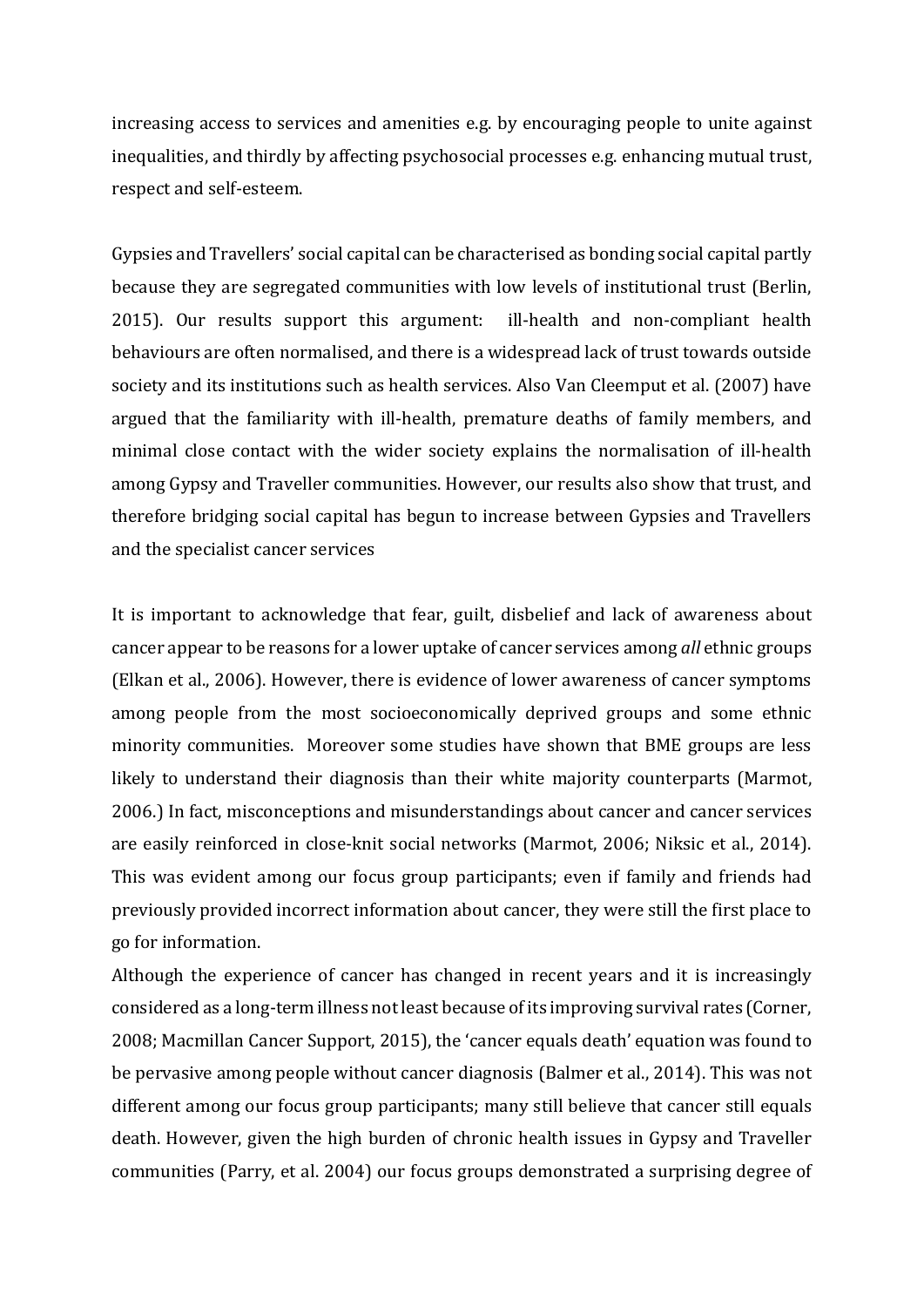increasing access to services and amenities e.g. by encouraging people to unite against inequalities, and thirdly by affecting psychosocial processes e.g. enhancing mutual trust, respect and self-esteem.

Gypsies and Travellers' social capital can be characterised as bonding social capital partly because they are segregated communities with low levels of institutional trust (Berlin, 2015). Our results support this argument: ill-health and non-compliant health behaviours are often normalised, and there is a widespread lack of trust towards outside society and its institutions such as health services. Also Van Cleemput et al. (2007) have argued that the familiarity with ill-health, premature deaths of family members, and minimal close contact with the wider society explains the normalisation of ill-health among Gypsy and Traveller communities. However, our results also show that trust, and therefore bridging social capital has begun to increase between Gypsies and Travellers and the specialist cancer services

It is important to acknowledge that fear, guilt, disbelief and lack of awareness about cancer appear to be reasons for a lower uptake of cancer services among *all* ethnic groups (Elkan et al., 2006). However, there is evidence of lower awareness of cancer symptoms among people from the most socioeconomically deprived groups and some ethnic minority communities. Moreover some studies have shown that BME groups are less likely to understand their diagnosis than their white majority counterparts (Marmot, 2006.) In fact, misconceptions and misunderstandings about cancer and cancer services are easily reinforced in close-knit social networks (Marmot, 2006; Niksic et al., 2014). This was evident among our focus group participants; even if family and friends had previously provided incorrect information about cancer, they were still the first place to go for information.

Although the experience of cancer has changed in recent years and it is increasingly considered as a long-term illness not least because of its improving survival rates (Corner, 2008; Macmillan Cancer Support, 2015), the 'cancer equals death' equation was found to be pervasive among people without cancer diagnosis (Balmer et al., 2014). This was not different among our focus group participants; many still believe that cancer still equals death. However, given the high burden of chronic health issues in Gypsy and Traveller communities (Parry, et al. 2004) our focus groups demonstrated a surprising degree of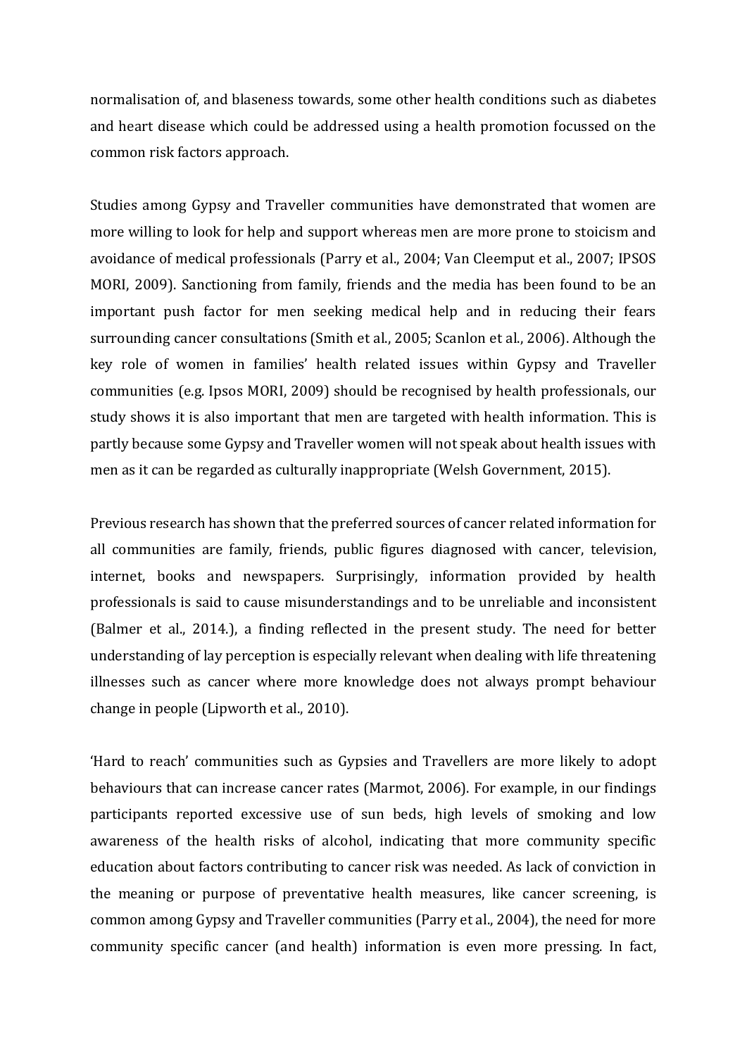normalisation of, and blaseness towards, some other health conditions such as diabetes and heart disease which could be addressed using a health promotion focussed on the common risk factors approach.

Studies among Gypsy and Traveller communities have demonstrated that women are more willing to look for help and support whereas men are more prone to stoicism and avoidance of medical professionals (Parry et al., 2004; Van Cleemput et al., 2007; IPSOS MORI, 2009). Sanctioning from family, friends and the media has been found to be an important push factor for men seeking medical help and in reducing their fears surrounding cancer consultations (Smith et al., 2005; Scanlon et al., 2006). Although the key role of women in families' health related issues within Gypsy and Traveller communities (e.g. Ipsos MORI, 2009) should be recognised by health professionals, our study shows it is also important that men are targeted with health information. This is partly because some Gypsy and Traveller women will not speak about health issues with men as it can be regarded as culturally inappropriate (Welsh Government, 2015).

Previous research has shown that the preferred sources of cancer related information for all communities are family, friends, public figures diagnosed with cancer, television, internet, books and newspapers. Surprisingly, information provided by health professionals is said to cause misunderstandings and to be unreliable and inconsistent (Balmer et al., 2014.), a finding reflected in the present study. The need for better understanding of lay perception is especially relevant when dealing with life threatening illnesses such as cancer where more knowledge does not always prompt behaviour change in people (Lipworth et al., 2010).

'Hard to reach' communities such as Gypsies and Travellers are more likely to adopt behaviours that can increase cancer rates (Marmot, 2006). For example, in our findings participants reported excessive use of sun beds, high levels of smoking and low awareness of the health risks of alcohol, indicating that more community specific education about factors contributing to cancer risk was needed. As lack of conviction in the meaning or purpose of preventative health measures, like cancer screening, is common among Gypsy and Traveller communities (Parry et al., 2004), the need for more community specific cancer (and health) information is even more pressing. In fact,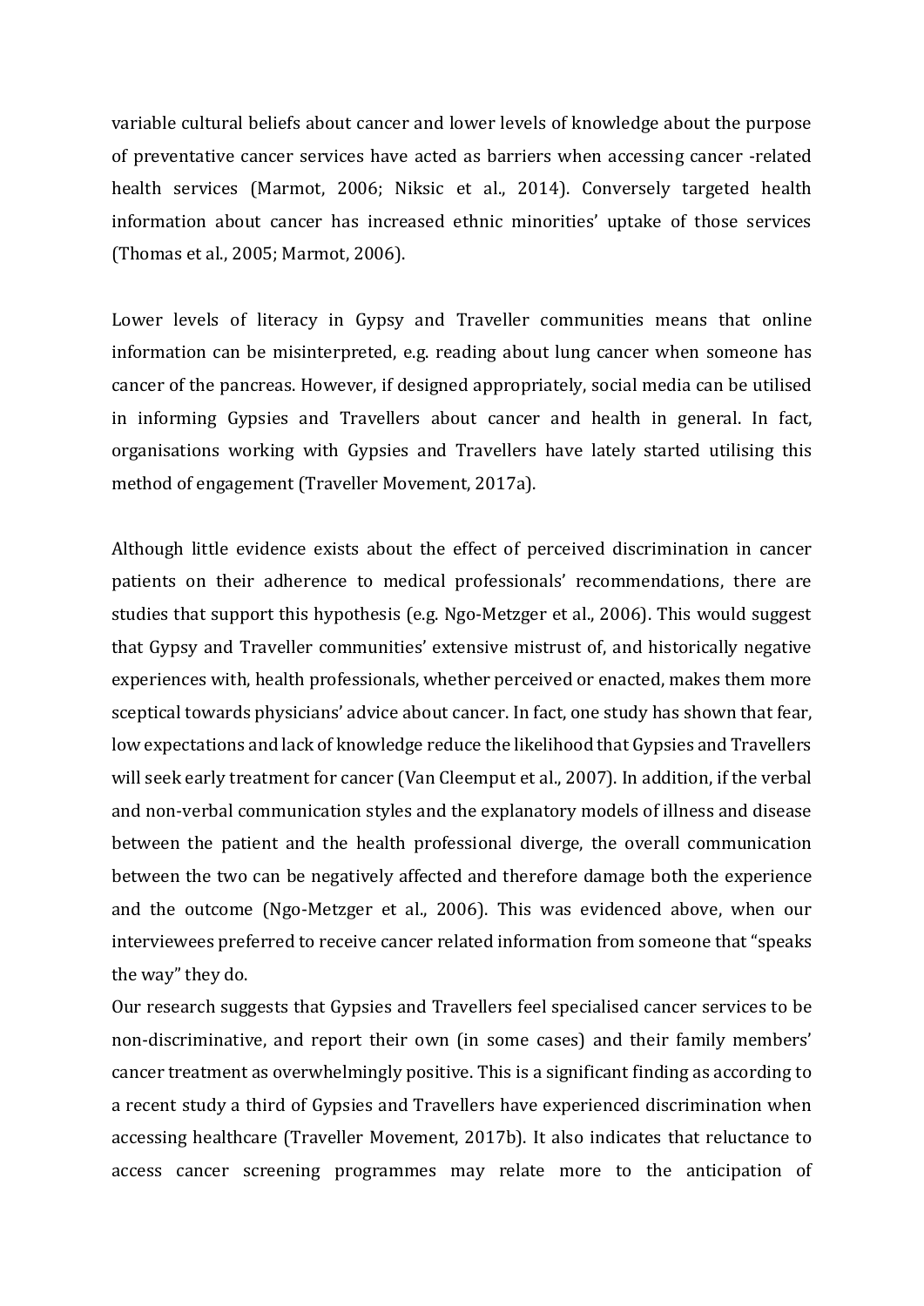variable cultural beliefs about cancer and lower levels of knowledge about the purpose of preventative cancer services have acted as barriers when accessing cancer -related health services (Marmot, 2006; Niksic et al., 2014). Conversely targeted health information about cancer has increased ethnic minorities' uptake of those services (Thomas et al., 2005; Marmot, 2006).

Lower levels of literacy in Gypsy and Traveller communities means that online information can be misinterpreted, e.g. reading about lung cancer when someone has cancer of the pancreas. However, if designed appropriately, social media can be utilised in informing Gypsies and Travellers about cancer and health in general. In fact, organisations working with Gypsies and Travellers have lately started utilising this method of engagement (Traveller Movement, 2017a).

Although little evidence exists about the effect of perceived discrimination in cancer patients on their adherence to medical professionals' recommendations, there are studies that support this hypothesis (e.g. Ngo-Metzger et al., 2006). This would suggest that Gypsy and Traveller communities' extensive mistrust of, and historically negative experiences with, health professionals, whether perceived or enacted, makes them more sceptical towards physicians' advice about cancer. In fact, one study has shown that fear, low expectations and lack of knowledge reduce the likelihood that Gypsies and Travellers will seek early treatment for cancer (Van Cleemput et al., 2007). In addition, if the verbal and non-verbal communication styles and the explanatory models of illness and disease between the patient and the health professional diverge, the overall communication between the two can be negatively affected and therefore damage both the experience and the outcome (Ngo-Metzger et al., 2006). This was evidenced above, when our interviewees preferred to receive cancer related information from someone that "speaks the way" they do.

Our research suggests that Gypsies and Travellers feel specialised cancer services to be non-discriminative, and report their own (in some cases) and their family members' cancer treatment as overwhelmingly positive. This is a significant finding as according to a recent study a third of Gypsies and Travellers have experienced discrimination when accessing healthcare (Traveller Movement, 2017b). It also indicates that reluctance to access cancer screening programmes may relate more to the anticipation of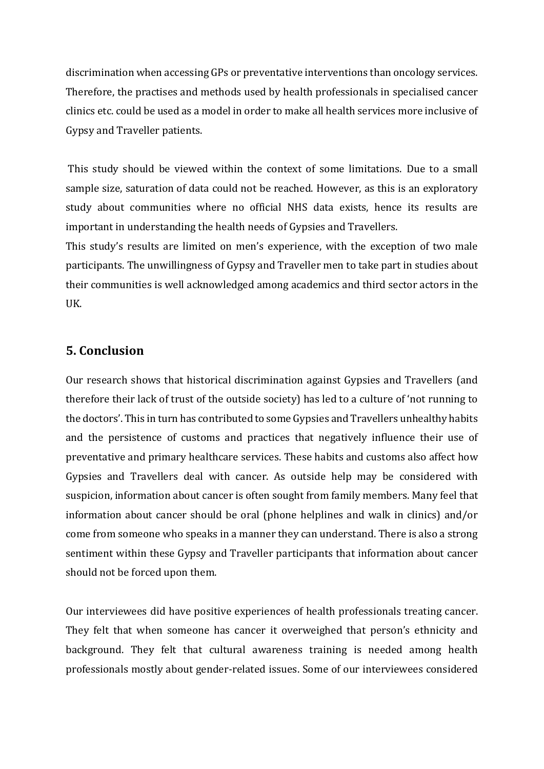discrimination when accessing GPs or preventative interventions than oncology services. Therefore, the practises and methods used by health professionals in specialised cancer clinics etc. could be used as a model in order to make all health services more inclusive of Gypsy and Traveller patients.

This study should be viewed within the context of some limitations. Due to a small sample size, saturation of data could not be reached. However, as this is an exploratory study about communities where no official NHS data exists, hence its results are important in understanding the health needs of Gypsies and Travellers.

This study's results are limited on men's experience, with the exception of two male participants. The unwillingness of Gypsy and Traveller men to take part in studies about their communities is well acknowledged among academics and third sector actors in the UK.

## 5. Conclusion

Our research shows that historical discrimination against Gypsies and Travellers (and therefore their lack of trust of the outside society) has led to a culture of 'not running to the doctors'. This in turn has contributed to some Gypsies and Travellers unhealthy habits and the persistence of customs and practices that negatively influence their use of preventative and primary healthcare services. These habits and customs also affect how Gypsies and Travellers deal with cancer. As outside help may be considered with suspicion, information about cancer is often sought from family members. Many feel that information about cancer should be oral (phone helplines and walk in clinics) and/or come from someone who speaks in a manner they can understand. There is also a strong sentiment within these Gypsy and Traveller participants that information about cancer should not be forced upon them.

Our interviewees did have positive experiences of health professionals treating cancer. They felt that when someone has cancer it overweighed that person's ethnicity and background. They felt that cultural awareness training is needed among health professionals mostly about gender-related issues. Some of our interviewees considered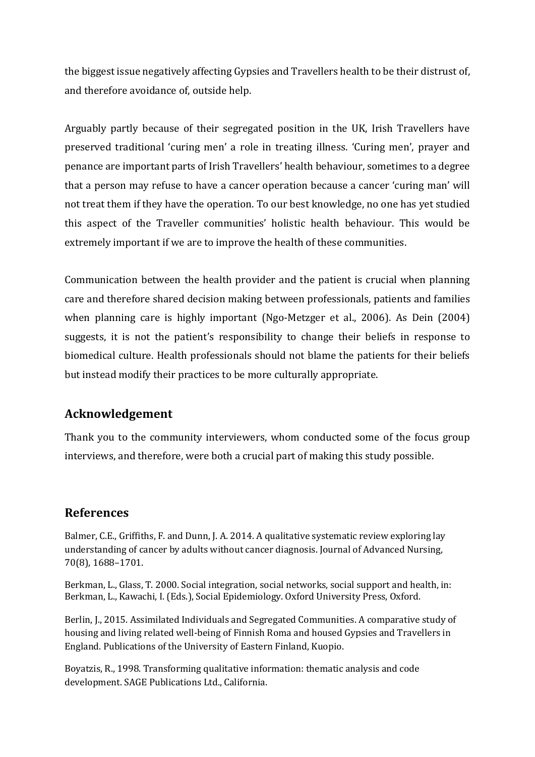the biggest issue negatively affecting Gypsies and Travellers health to be their distrust of, and therefore avoidance of, outside help.

Arguably partly because of their segregated position in the UK, Irish Travellers have preserved traditional 'curing men' a role in treating illness. 'Curing men', prayer and penance are important parts of Irish Travellers' health behaviour, sometimes to a degree that a person may refuse to have a cancer operation because a cancer 'curing man' will not treat them if they have the operation. To our best knowledge, no one has yet studied this aspect of the Traveller communities' holistic health behaviour. This would be extremely important if we are to improve the health of these communities.

Communication between the health provider and the patient is crucial when planning care and therefore shared decision making between professionals, patients and families when planning care is highly important (Ngo-Metzger et al., 2006). As Dein (2004) suggests, it is not the patient's responsibility to change their beliefs in response to biomedical culture. Health professionals should not blame the patients for their beliefs but instead modify their practices to be more culturally appropriate.

## Acknowledgement

Thank you to the community interviewers, whom conducted some of the focus group interviews, and therefore, were both a crucial part of making this study possible.

## References

Balmer, C.E., Griffiths, F. and Dunn, J. A. 2014. A qualitative systematic review exploring lay understanding of cancer by adults without cancer diagnosis. Journal of Advanced Nursing, 70(8), 1688–1701.

Berkman, L., Glass, T. 2000. Social integration, social networks, social support and health, in: Berkman, L., Kawachi, I. (Eds.), Social Epidemiology. Oxford University Press, Oxford.

Berlin, J., 2015. Assimilated Individuals and Segregated Communities. A comparative study of housing and living related well-being of Finnish Roma and housed Gypsies and Travellers in England. Publications of the University of Eastern Finland, Kuopio.

Boyatzis, R., 1998. Transforming qualitative information: thematic analysis and code development. SAGE Publications Ltd., California.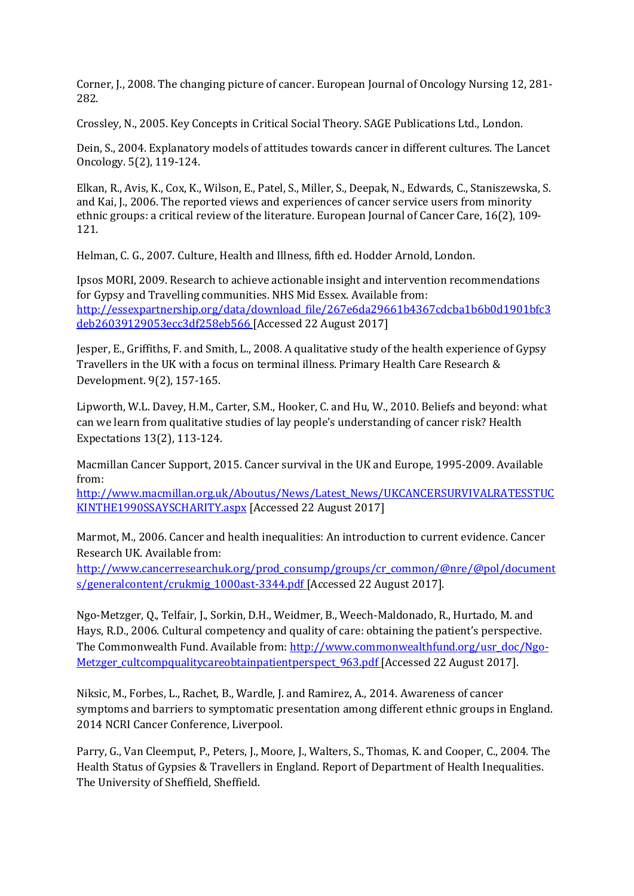Corner, J., 2008. The changing picture of cancer. European Journal of Oncology Nursing 12, 281-282.

Crossley, N., 2005. Key Concepts in Critical Social Theory. SAGE Publications Ltd., London.

Dein, S., 2004. Explanatory models of attitudes towards cancer in different cultures. The Lancet Oncology. 5(2), 119-124.

Elkan, R., Avis, K., Cox, K., Wilson, E., Patel, S., Miller, S., Deepak, N., Edwards, C., Staniszewska, S. and Kai, J., 2006. The reported views and experiences of cancer service users from minority ethnic groups: a critical review of the literature. European Journal of Cancer Care, 16(2), 109-121.

Helman, C. G., 2007. Culture, Health and Illness, fifth ed. Hodder Arnold, London.

Ipsos MORI, 2009. Research to achieve actionable insight and intervention recommendations for Gypsy and Travelling communities. NHS Mid Essex. Available from: http://essexpartnership.org/data/download_file/267e6da29661b4367cdcba1b6b0d1901bfc3deb26039129053ecc3df258eb566 [Accessed 22 August 2017]

Jesper, E., Griffiths, F. and Smith, L., 2008. A qualitative study of the health experience of Gypsy Travellers in the UK with a focus on terminal illness. Primary Health Care Research & Development. 9(2), 157-165.

Lipworth, W.L. Davey, H.M., Carter, S.M., Hooker, C. and Hu, W., 2010. Beliefs and beyond: what can we learn from qualitative studies of lay people's understanding of cancer risk? Health Expectations 13(2), 113-124.

Macmillan Cancer Support, 2015. Cancer survival in the UK and Europe, 1995-2009. Available from: http://www.macmillan.org.uk/Aboutus/News/Latest_News/UKCANCERSURVIVALRATESSTUCKINTHE1990SSAYSCHARITY.aspx [Accessed 22 August 2017]

Marmot, M., 2006. Cancer and health inequalities: An introduction to current evidence. Cancer Research UK. Available from: http://www.cancerresearchuk.org/prod_consump/groups/cr_common/@nre/@pol/documents/generalcontent/crukmig_1000ast-3344.pdf [Accessed 22 August 2017].

Ngo-Metzger, Q., Telfair, J., Sorkin, D.H., Weidmer, B., Weech-Maldonado, R., Hurtado, M. and Hays, R.D., 2006. Cultural competency and quality of care: obtaining the patient's perspective. The Commonwealth Fund. Available from: http://www.commonwealthfund.org/usr_doc/Ngo-Metzger_cultcompqualitycareobtainpatientperspect_963.pdf [Accessed 22 August 2017].

Niksic, M., Forbes, L., Rachet, B., Wardle, J. and Ramirez, A., 2014. Awareness of cancer symptoms and barriers to symptomatic presentation among different ethnic groups in England. 2014 NCRI Cancer Conference, Liverpool.

Parry, G., Van Cleemput, P., Peters, J., Moore, J., Walters, S., Thomas, K. and Cooper, C., 2004. The Health Status of Gypsies & Travellers in England. Report of Department of Health Inequalities. The University of Sheffield, Sheffield.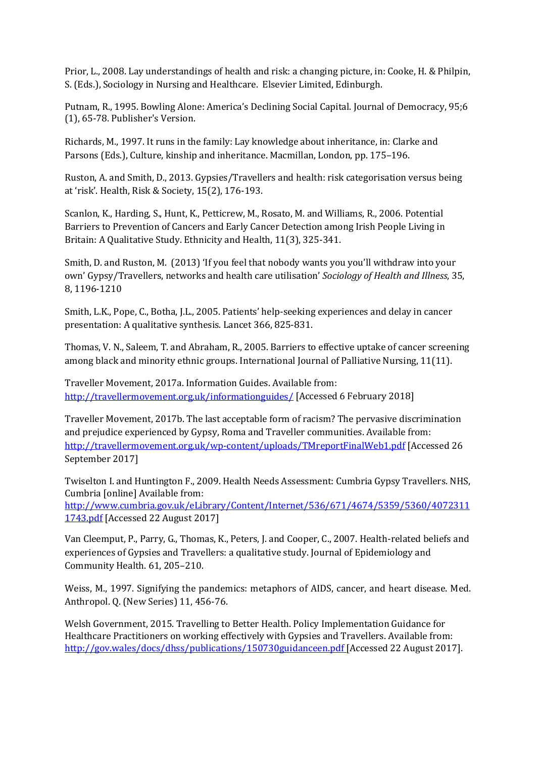Prior, L., 2008. Lay understandings of health and risk: a changing picture, in: Cooke, H. & Philpin, S. (Eds.), Sociology in Nursing and Healthcare. Elsevier Limited, Edinburgh.

Putnam, R., 1995. Bowling Alone: America's Declining Social Capital. Journal of Democracy, 95;6 (1), 65-78. Publisher's Version.

Richards, M., 1997. It runs in the family: Lay knowledge about inheritance, in: Clarke and Parsons (Eds.), Culture, kinship and inheritance. Macmillan, London, pp. 175–196.

Ruston, A. and Smith, D., 2013. Gypsies/Travellers and health: risk categorisation versus being at 'risk'. Health, Risk & Society, 15(2), 176-193.

Scanlon, K., Harding, S., Hunt, K., Petticrew, M., Rosato, M. and Williams, R., 2006. Potential Barriers to Prevention of Cancers and Early Cancer Detection among Irish People Living in Britain: A Qualitative Study. Ethnicity and Health, 11(3), 325-341.

Smith, D. and Ruston, M. (2013) 'If you feel that nobody wants you you'll withdraw into your own' Gypsy/Travellers, networks and health care utilisation' *Sociology of Health and Illness*, 35, 8, 1196-1210

Smith, L.K., Pope, C., Botha, J.L., 2005. Patients' help-seeking experiences and delay in cancer presentation: A qualitative synthesis. Lancet 366, 825-831.

Thomas, V. N., Saleem, T. and Abraham, R., 2005. Barriers to effective uptake of cancer screening among black and minority ethnic groups. International Journal of Palliative Nursing, 11(11).

Traveller Movement, 2017a. Information Guides. Available from: http://travellermovement.org.uk/informationguides/ [Accessed 6 February 2018]

Traveller Movement, 2017b. The last acceptable form of racism? The pervasive discrimination and prejudice experienced by Gypsy, Roma and Traveller communities. Available from: http://travellermovement.org.uk/wp-content/uploads/TMreportFinalWeb1.pdf [Accessed 26 September 2017]

Twiselton I. and Huntington F., 2009. Health Needs Assessment: Cumbria Gypsy Travellers. NHS, Cumbria [online] Available from: http://www.cumbria.gov.uk/eLibrary/Content/Internet/536/671/4674/5359/5360/40723111743.pdf [Accessed 22 August 2017]

Van Cleemput, P., Parry, G., Thomas, K., Peters, J. and Cooper, C., 2007. Health-related beliefs and experiences of Gypsies and Travellers: a qualitative study. Journal of Epidemiology and Community Health. 61, 205–210.

Weiss, M., 1997. Signifying the pandemics: metaphors of AIDS, cancer, and heart disease. Med. Anthropol. Q. (New Series) 11, 456-76.

Welsh Government, 2015. Travelling to Better Health. Policy Implementation Guidance for Healthcare Practitioners on working effectively with Gypsies and Travellers. Available from: http://gov.wales/docs/dhss/publications/150730guidanceen.pdf [Accessed 22 August 2017].